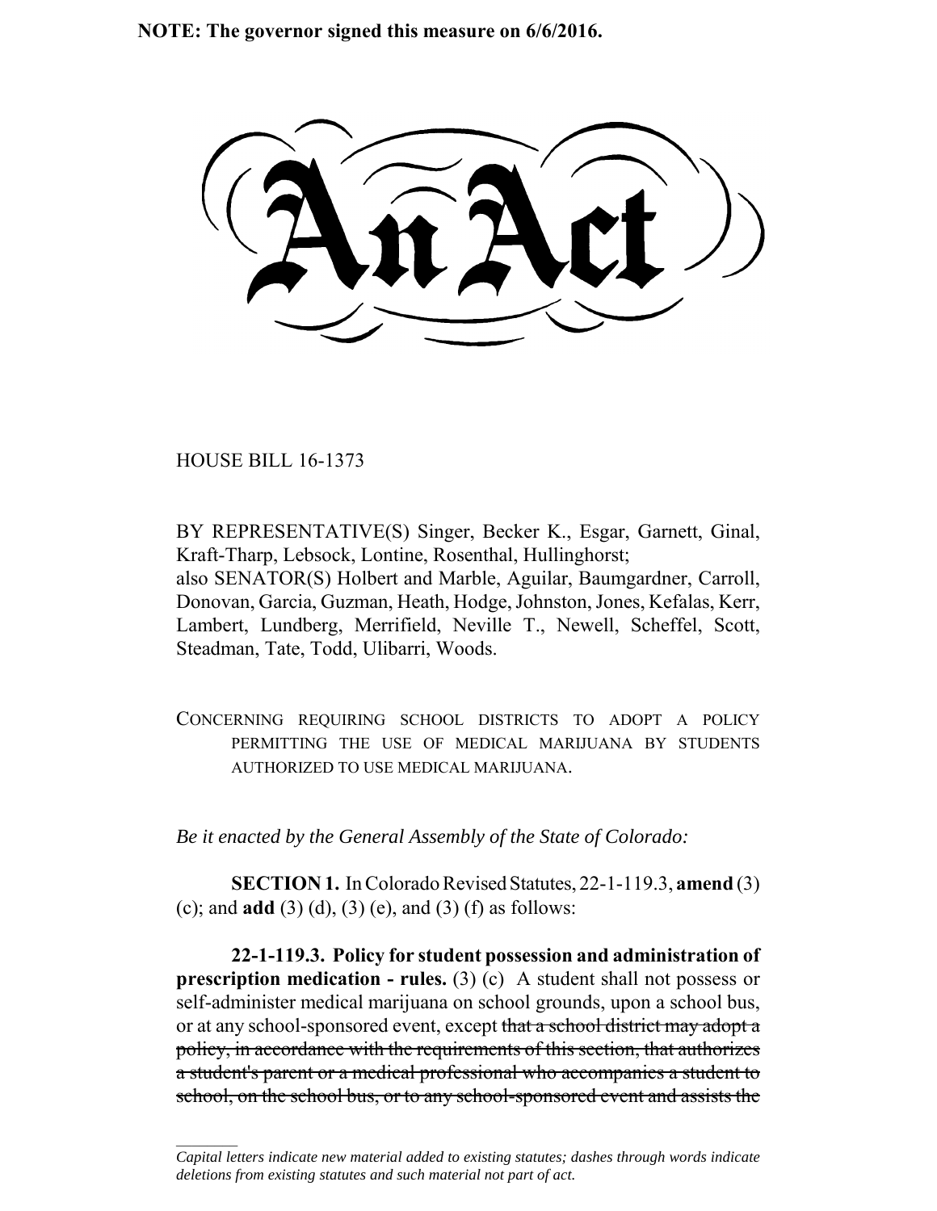**NOTE: The governor signed this measure on 6/6/2016.**

# An Act

HOUSE BILL 16-1373

BY REPRESENTATIVE(S) Singer, Becker K., Esgar, Garnett, Ginal, Kraft-Tharp, Lebsock, Lontine, Rosenthal, Hullinghorst;
also SENATOR(S) Holbert and Marble, Aguilar, Baumgardner, Carroll, Donovan, Garcia, Guzman, Heath, Hodge, Johnston, Jones, Kefalas, Kerr, Lambert, Lundberg, Merrifield, Neville T., Newell, Scheffel, Scott, Steadman, Tate, Todd, Ulibarri, Woods.

CONCERNING REQUIRING SCHOOL DISTRICTS TO ADOPT A POLICY PERMITTING THE USE OF MEDICAL MARIJUANA BY STUDENTS AUTHORIZED TO USE MEDICAL MARIJUANA.

*Be it enacted by the General Assembly of the State of Colorado:*

**SECTION 1.** In Colorado Revised Statutes, 22-1-119.3, **amend** (3) (c); and **add** (3) (d), (3) (e), and (3) (f) as follows:

**22-1-119.3. Policy for student possession and administration of prescription medication - rules.** (3) (c) A student shall not possess or self-administer medical marijuana on school grounds, upon a school bus, or at any school-sponsored event, except ~~that a school district may adopt a policy, in accordance with the requirements of this section, that authorizes a student's parent or a medical professional who accompanies a student to school, on the school bus, or to any school-sponsored event and assists the~~

*Capital letters indicate new material added to existing statutes; dashes through words indicate deletions from existing statutes and such material not part of act.*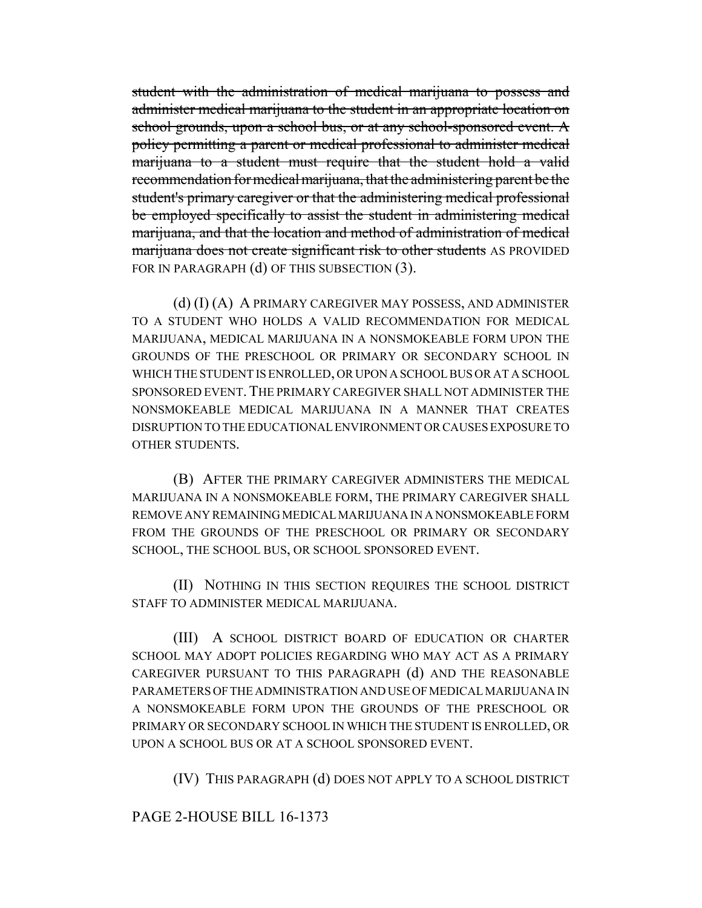~~student with the administration of medical marijuana to possess and administer medical marijuana to the student in an appropriate location on school grounds, upon a school bus, or at any school-sponsored event. A policy permitting a parent or medical professional to administer medical marijuana to a student must require that the student hold a valid recommendation for medical marijuana, that the administering parent be the student's primary caregiver or that the administering medical professional be employed specifically to assist the student in administering medical marijuana, and that the location and method of administration of medical marijuana does not create significant risk to other students~~ AS PROVIDED FOR IN PARAGRAPH (d) OF THIS SUBSECTION (3).

(d) (I) (A) A PRIMARY CAREGIVER MAY POSSESS, AND ADMINISTER TO A STUDENT WHO HOLDS A VALID RECOMMENDATION FOR MEDICAL MARIJUANA, MEDICAL MARIJUANA IN A NONSMOKEABLE FORM UPON THE GROUNDS OF THE PRESCHOOL OR PRIMARY OR SECONDARY SCHOOL IN WHICH THE STUDENT IS ENROLLED, OR UPON A SCHOOL BUS OR AT A SCHOOL SPONSORED EVENT. THE PRIMARY CAREGIVER SHALL NOT ADMINISTER THE NONSMOKEABLE MEDICAL MARIJUANA IN A MANNER THAT CREATES DISRUPTION TO THE EDUCATIONAL ENVIRONMENT OR CAUSES EXPOSURE TO OTHER STUDENTS.

(B) AFTER THE PRIMARY CAREGIVER ADMINISTERS THE MEDICAL MARIJUANA IN A NONSMOKEABLE FORM, THE PRIMARY CAREGIVER SHALL REMOVE ANY REMAINING MEDICAL MARIJUANA IN A NONSMOKEABLE FORM FROM THE GROUNDS OF THE PRESCHOOL OR PRIMARY OR SECONDARY SCHOOL, THE SCHOOL BUS, OR SCHOOL SPONSORED EVENT.

(II) NOTHING IN THIS SECTION REQUIRES THE SCHOOL DISTRICT STAFF TO ADMINISTER MEDICAL MARIJUANA.

(III) A SCHOOL DISTRICT BOARD OF EDUCATION OR CHARTER SCHOOL MAY ADOPT POLICIES REGARDING WHO MAY ACT AS A PRIMARY CAREGIVER PURSUANT TO THIS PARAGRAPH (d) AND THE REASONABLE PARAMETERS OF THE ADMINISTRATION AND USE OF MEDICAL MARIJUANA IN A NONSMOKEABLE FORM UPON THE GROUNDS OF THE PRESCHOOL OR PRIMARY OR SECONDARY SCHOOL IN WHICH THE STUDENT IS ENROLLED, OR UPON A SCHOOL BUS OR AT A SCHOOL SPONSORED EVENT.

(IV) THIS PARAGRAPH (d) DOES NOT APPLY TO A SCHOOL DISTRICT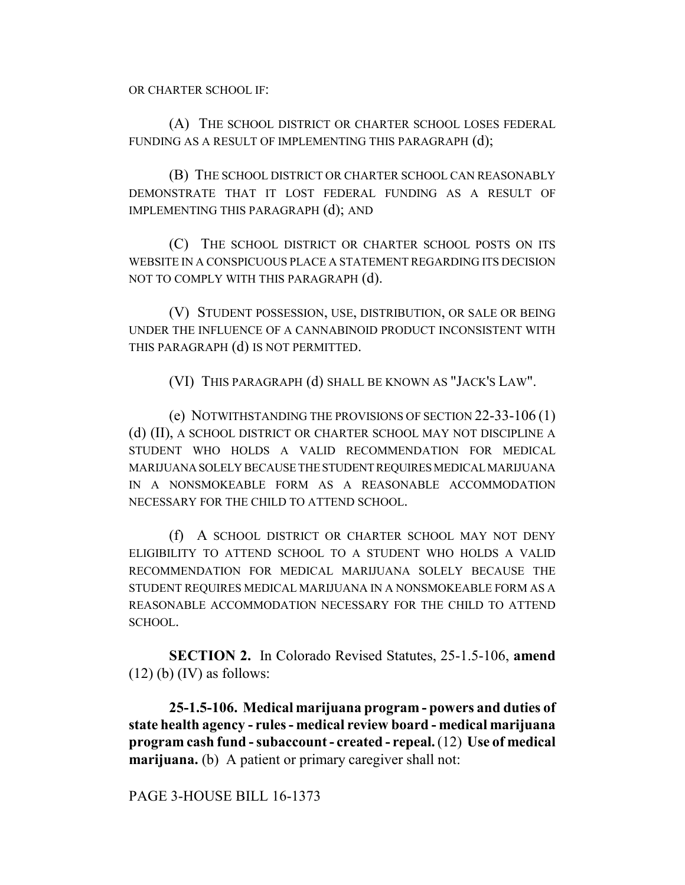OR CHARTER SCHOOL IF:

(A) THE SCHOOL DISTRICT OR CHARTER SCHOOL LOSES FEDERAL FUNDING AS A RESULT OF IMPLEMENTING THIS PARAGRAPH (d);

(B) THE SCHOOL DISTRICT OR CHARTER SCHOOL CAN REASONABLY DEMONSTRATE THAT IT LOST FEDERAL FUNDING AS A RESULT OF IMPLEMENTING THIS PARAGRAPH (d); AND

(C) THE SCHOOL DISTRICT OR CHARTER SCHOOL POSTS ON ITS WEBSITE IN A CONSPICUOUS PLACE A STATEMENT REGARDING ITS DECISION NOT TO COMPLY WITH THIS PARAGRAPH (d).

(V) STUDENT POSSESSION, USE, DISTRIBUTION, OR SALE OR BEING UNDER THE INFLUENCE OF A CANNABINOID PRODUCT INCONSISTENT WITH THIS PARAGRAPH (d) IS NOT PERMITTED.

(VI) THIS PARAGRAPH (d) SHALL BE KNOWN AS "JACK'S LAW".

(e) NOTWITHSTANDING THE PROVISIONS OF SECTION 22-33-106 (1) (d) (II), A SCHOOL DISTRICT OR CHARTER SCHOOL MAY NOT DISCIPLINE A STUDENT WHO HOLDS A VALID RECOMMENDATION FOR MEDICAL MARIJUANA SOLELY BECAUSE THE STUDENT REQUIRES MEDICAL MARIJUANA IN A NONSMOKEABLE FORM AS A REASONABLE ACCOMMODATION NECESSARY FOR THE CHILD TO ATTEND SCHOOL.

(f) A SCHOOL DISTRICT OR CHARTER SCHOOL MAY NOT DENY ELIGIBILITY TO ATTEND SCHOOL TO A STUDENT WHO HOLDS A VALID RECOMMENDATION FOR MEDICAL MARIJUANA SOLELY BECAUSE THE STUDENT REQUIRES MEDICAL MARIJUANA IN A NONSMOKEABLE FORM AS A REASONABLE ACCOMMODATION NECESSARY FOR THE CHILD TO ATTEND SCHOOL.

**SECTION 2.** In Colorado Revised Statutes, 25-1.5-106, **amend** (12) (b) (IV) as follows:

**25-1.5-106. Medical marijuana program - powers and duties of state health agency - rules - medical review board - medical marijuana program cash fund - subaccount - created - repeal.** (12) **Use of medical marijuana.** (b) A patient or primary caregiver shall not: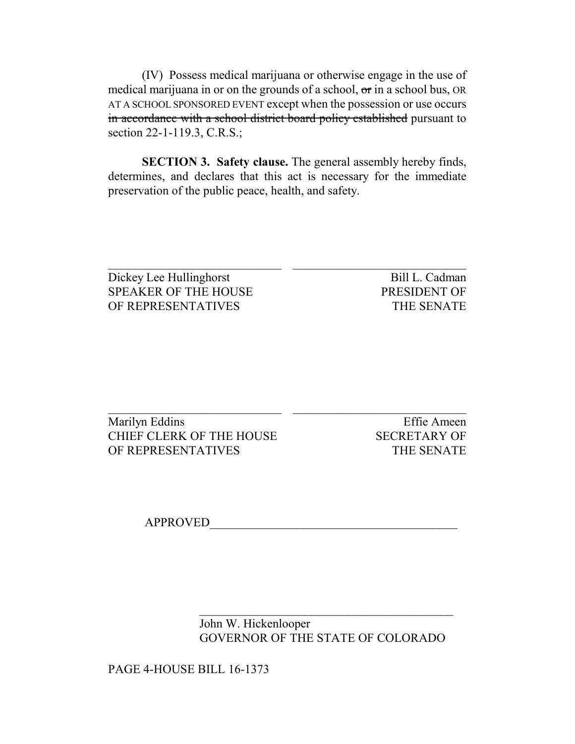(IV) Possess medical marijuana or otherwise engage in the use of medical marijuana in or on the grounds of a school, ~~or~~ in a school bus, OR AT A SCHOOL SPONSORED EVENT except when the possession or use occurs ~~in accordance with a school district board policy established~~ pursuant to section 22-1-119.3, C.R.S.;

**SECTION 3. Safety clause.** The general assembly hereby finds, determines, and declares that this act is necessary for the immediate preservation of the public peace, health, and safety.

____________________________
Dickey Lee Hullinghorst
SPEAKER OF THE HOUSE
OF REPRESENTATIVES

____________________________
Bill L. Cadman
PRESIDENT OF
THE SENATE

____________________________
Marilyn Eddins
CHIEF CLERK OF THE HOUSE
OF REPRESENTATIVES

____________________________
Effie Ameen
SECRETARY OF
THE SENATE

APPROVED________________________________________

________________________________________
John W. Hickenlooper
GOVERNOR OF THE STATE OF COLORADO

PAGE 4-HOUSE BILL 16-1373